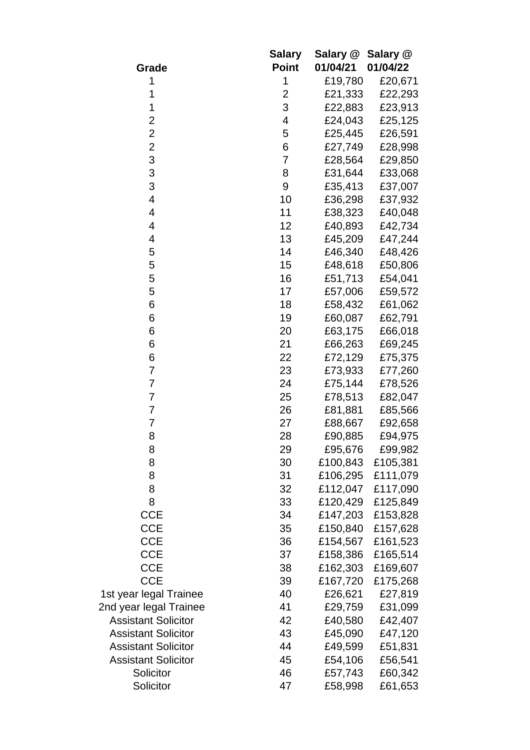| Grade | Salary Point | Salary @ 01/04/21 | Salary @ 01/04/22 |
|---|---|---|---|
| 1 | 1 | £19,780 | £20,671 |
| 1 | 2 | £21,333 | £22,293 |
| 1 | 3 | £22,883 | £23,913 |
| 2 | 4 | £24,043 | £25,125 |
| 2 | 5 | £25,445 | £26,591 |
| 2 | 6 | £27,749 | £28,998 |
| 3 | 7 | £28,564 | £29,850 |
| 3 | 8 | £31,644 | £33,068 |
| 3 | 9 | £35,413 | £37,007 |
| 4 | 10 | £36,298 | £37,932 |
| 4 | 11 | £38,323 | £40,048 |
| 4 | 12 | £40,893 | £42,734 |
| 4 | 13 | £45,209 | £47,244 |
| 5 | 14 | £46,340 | £48,426 |
| 5 | 15 | £48,618 | £50,806 |
| 5 | 16 | £51,713 | £54,041 |
| 5 | 17 | £57,006 | £59,572 |
| 6 | 18 | £58,432 | £61,062 |
| 6 | 19 | £60,087 | £62,791 |
| 6 | 20 | £63,175 | £66,018 |
| 6 | 21 | £66,263 | £69,245 |
| 6 | 22 | £72,129 | £75,375 |
| 7 | 23 | £73,933 | £77,260 |
| 7 | 24 | £75,144 | £78,526 |
| 7 | 25 | £78,513 | £82,047 |
| 7 | 26 | £81,881 | £85,566 |
| 7 | 27 | £88,667 | £92,658 |
| 8 | 28 | £90,885 | £94,975 |
| 8 | 29 | £95,676 | £99,982 |
| 8 | 30 | £100,843 | £105,381 |
| 8 | 31 | £106,295 | £111,079 |
| 8 | 32 | £112,047 | £117,090 |
| 8 | 33 | £120,429 | £125,849 |
| CCE | 34 | £147,203 | £153,828 |
| CCE | 35 | £150,840 | £157,628 |
| CCE | 36 | £154,567 | £161,523 |
| CCE | 37 | £158,386 | £165,514 |
| CCE | 38 | £162,303 | £169,607 |
| CCE | 39 | £167,720 | £175,268 |
| 1st year legal Trainee | 40 | £26,621 | £27,819 |
| 2nd year legal Trainee | 41 | £29,759 | £31,099 |
| Assistant Solicitor | 42 | £40,580 | £42,407 |
| Assistant Solicitor | 43 | £45,090 | £47,120 |
| Assistant Solicitor | 44 | £49,599 | £51,831 |
| Assistant Solicitor | 45 | £54,106 | £56,541 |
| Solicitor | 46 | £57,743 | £60,342 |
| Solicitor | 47 | £58,998 | £61,653 |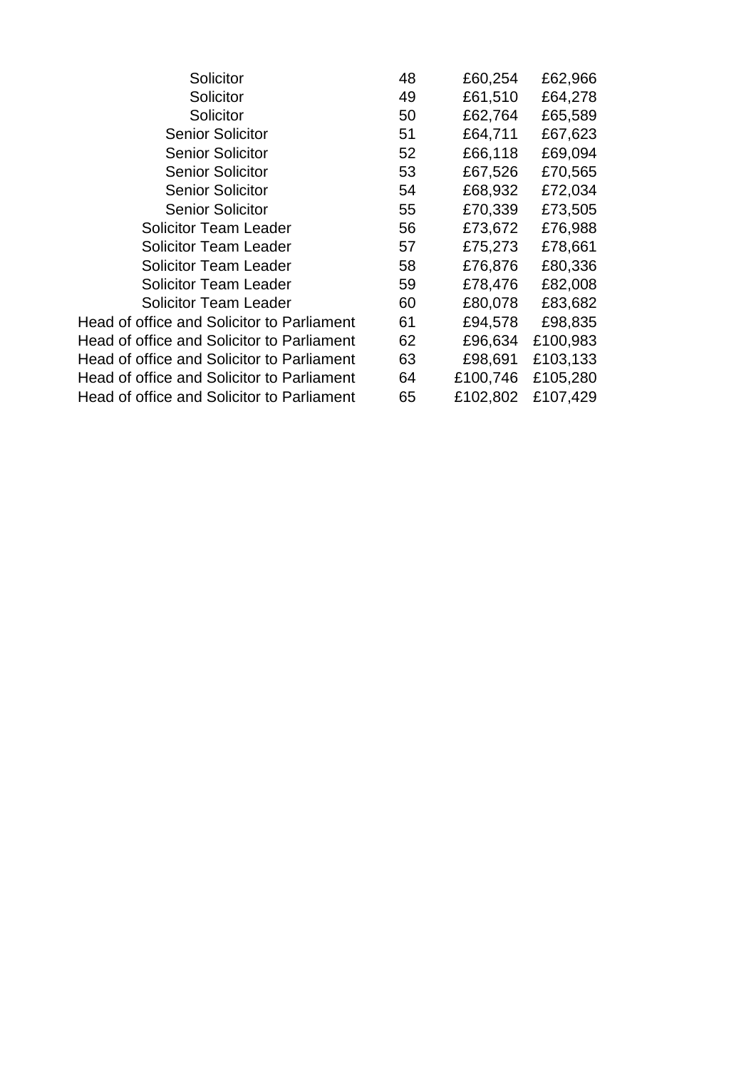| | | | |
|---|---|---|---|
| Solicitor | 48 | £60,254 | £62,966 |
| Solicitor | 49 | £61,510 | £64,278 |
| Solicitor | 50 | £62,764 | £65,589 |
| Senior Solicitor | 51 | £64,711 | £67,623 |
| Senior Solicitor | 52 | £66,118 | £69,094 |
| Senior Solicitor | 53 | £67,526 | £70,565 |
| Senior Solicitor | 54 | £68,932 | £72,034 |
| Senior Solicitor | 55 | £70,339 | £73,505 |
| Solicitor Team Leader | 56 | £73,672 | £76,988 |
| Solicitor Team Leader | 57 | £75,273 | £78,661 |
| Solicitor Team Leader | 58 | £76,876 | £80,336 |
| Solicitor Team Leader | 59 | £78,476 | £82,008 |
| Solicitor Team Leader | 60 | £80,078 | £83,682 |
| Head of office and Solicitor to Parliament | 61 | £94,578 | £98,835 |
| Head of office and Solicitor to Parliament | 62 | £96,634 | £100,983 |
| Head of office and Solicitor to Parliament | 63 | £98,691 | £103,133 |
| Head of office and Solicitor to Parliament | 64 | £100,746 | £105,280 |
| Head of office and Solicitor to Parliament | 65 | £102,802 | £107,429 |